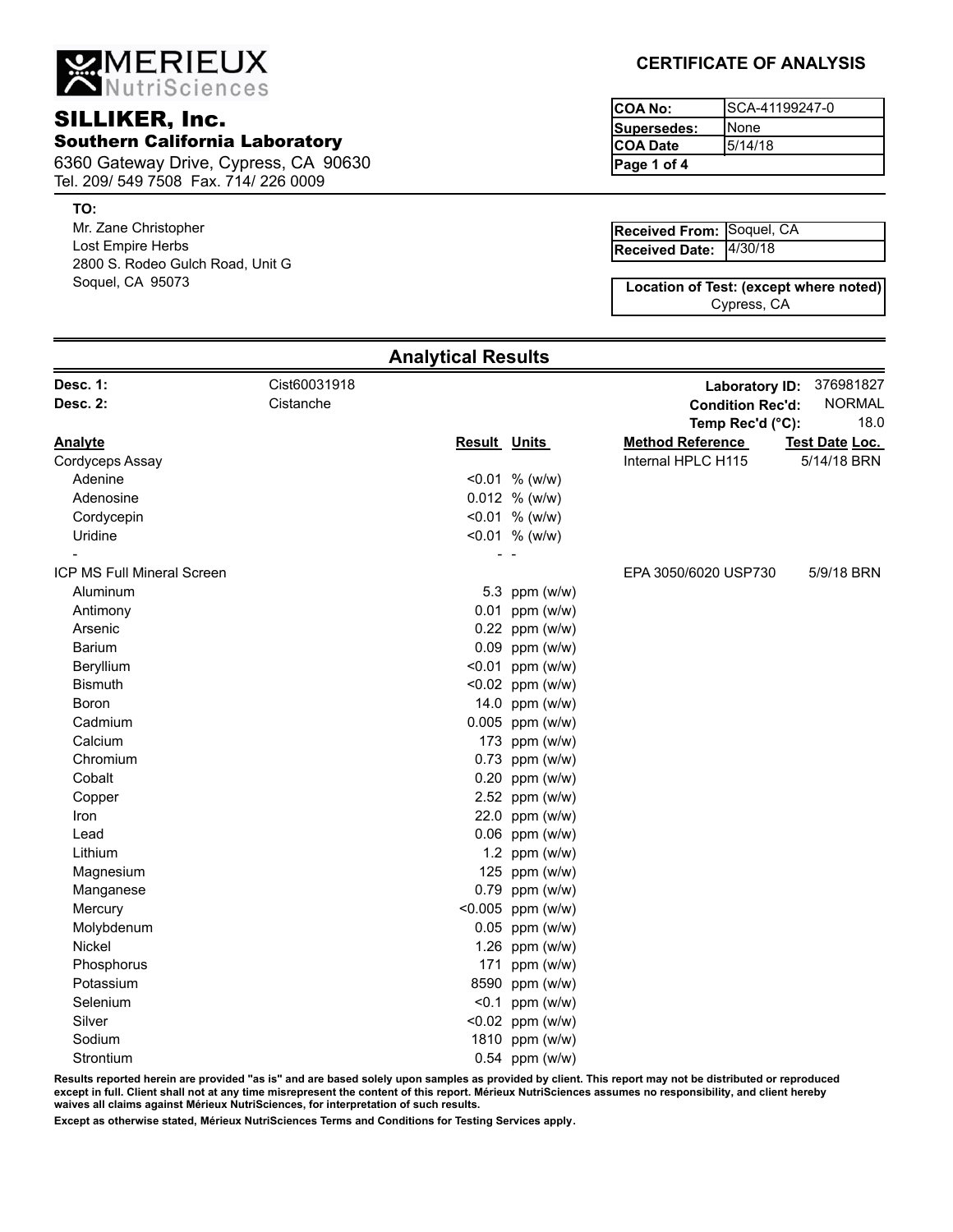# MERIEUX NutriSciences

## SILLIKER, Inc.

### Southern California Laboratory

6360 Gateway Drive, Cypress, CA 90630
Tel. 209/ 549 7508 Fax. 714/ 226 0009

## CERTIFICATE OF ANALYSIS

| | |
|---|---|
| **COA No:** | SCA-41199247-0 |
| **Supersedes:** | None |
| **COA Date** | 5/14/18 |

**TO:**
Mr. Zane Christopher
Lost Empire Herbs
2800 S. Rodeo Gulch Road, Unit G
Soquel, CA 95073

| | |
|---|---|
| **Received From:** | Soquel, CA |
| **Received Date:** | 4/30/18 |

**Location of Test: (except where noted)**
Cypress, CA

## Analytical Results

**Desc. 1:** Cist60031918
**Desc. 2:** Cistanche

**Laboratory ID:** 376981827
**Condition Rec'd:** NORMAL
**Temp Rec'd (°C):** 18.0

| Analyte | Result | Units | Method Reference | Test Date | Loc. |
|---|---|---|---|---|---|
| Cordyceps Assay | | | Internal HPLC H115 | 5/14/18 | BRN |
| Adenine | <0.01 | % (w/w) | | | |
| Adenosine | 0.012 | % (w/w) | | | |
| Cordycepin | <0.01 | % (w/w) | | | |
| Uridine | <0.01 | % (w/w) | | | |
| - | - | - | | | |
| ICP MS Full Mineral Screen | | | EPA 3050/6020 USP730 | 5/9/18 | BRN |
| Aluminum | 5.3 | ppm (w/w) | | | |
| Antimony | 0.01 | ppm (w/w) | | | |
| Arsenic | 0.22 | ppm (w/w) | | | |
| Barium | 0.09 | ppm (w/w) | | | |
| Beryllium | <0.01 | ppm (w/w) | | | |
| Bismuth | <0.02 | ppm (w/w) | | | |
| Boron | 14.0 | ppm (w/w) | | | |
| Cadmium | 0.005 | ppm (w/w) | | | |
| Calcium | 173 | ppm (w/w) | | | |
| Chromium | 0.73 | ppm (w/w) | | | |
| Cobalt | 0.20 | ppm (w/w) | | | |
| Copper | 2.52 | ppm (w/w) | | | |
| Iron | 22.0 | ppm (w/w) | | | |
| Lead | 0.06 | ppm (w/w) | | | |
| Lithium | 1.2 | ppm (w/w) | | | |
| Magnesium | 125 | ppm (w/w) | | | |
| Manganese | 0.79 | ppm (w/w) | | | |
| Mercury | <0.005 | ppm (w/w) | | | |
| Molybdenum | 0.05 | ppm (w/w) | | | |
| Nickel | 1.26 | ppm (w/w) | | | |
| Phosphorus | 171 | ppm (w/w) | | | |
| Potassium | 8590 | ppm (w/w) | | | |
| Selenium | <0.1 | ppm (w/w) | | | |
| Silver | <0.02 | ppm (w/w) | | | |
| Sodium | 1810 | ppm (w/w) | | | |
| Strontium | 0.54 | ppm (w/w) | | | |

**Results reported herein are provided "as is" and are based solely upon samples as provided by client. This report may not be distributed or reproduced except in full. Client shall not at any time misrepresent the content of this report. Mérieux NutriSciences assumes no responsibility, and client hereby waives all claims against Mérieux NutriSciences, for interpretation of such results.**

**Except as otherwise stated, Mérieux NutriSciences Terms and Conditions for Testing Services apply.**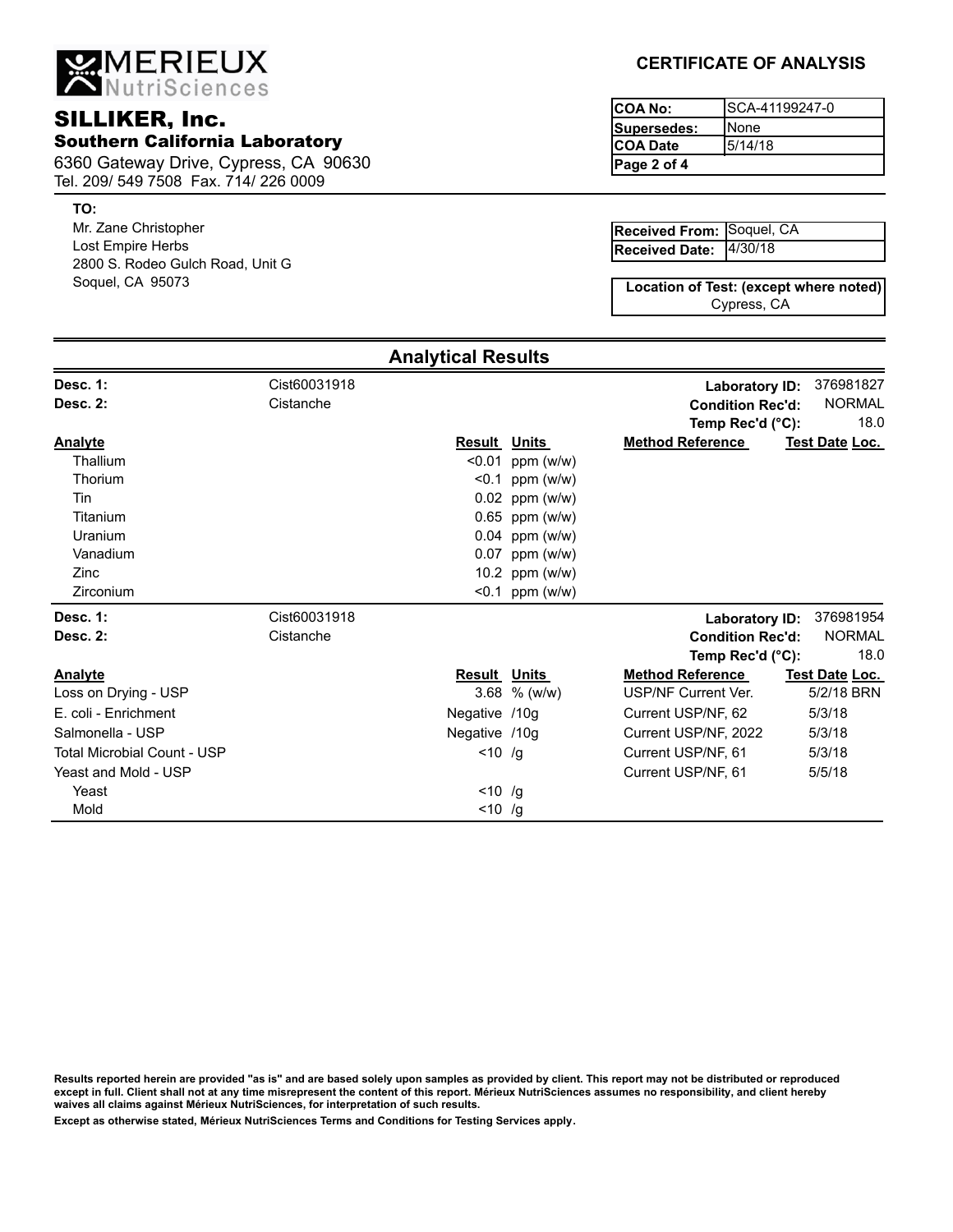MERIEUX NutriSciences

## SILLIKER, Inc.
### Southern California Laboratory

6360 Gateway Drive, Cypress, CA 90630
Tel. 209/ 549 7508 Fax. 714/ 226 0009

## CERTIFICATE OF ANALYSIS

| | |
|---|---|
| **COA No:** | SCA-41199247-0 |
| **Supersedes:** | None |
| **COA Date** | 5/14/18 |
| **Page 2 of 4** | |

**TO:**
Mr. Zane Christopher
Lost Empire Herbs
2800 S. Rodeo Gulch Road, Unit G
Soquel, CA 95073

| | |
|---|---|
| **Received From:** | Soquel, CA |
| **Received Date:** | 4/30/18 |

**Location of Test: (except where noted)**
Cypress, CA

## Analytical Results

**Desc. 1:** Cist60031918 — **Laboratory ID:** 376981827
**Desc. 2:** Cistanche — **Condition Rec'd:** NORMAL
**Temp Rec'd (°C):** 18.0

| Analyte | Result | Units | Method Reference | Test Date | Loc. |
|---|---|---|---|---|---|
| Thallium | <0.01 | ppm (w/w) | | | |
| Thorium | <0.1 | ppm (w/w) | | | |
| Tin | 0.02 | ppm (w/w) | | | |
| Titanium | 0.65 | ppm (w/w) | | | |
| Uranium | 0.04 | ppm (w/w) | | | |
| Vanadium | 0.07 | ppm (w/w) | | | |
| Zinc | 10.2 | ppm (w/w) | | | |
| Zirconium | <0.1 | ppm (w/w) | | | |

**Desc. 1:** Cist60031918 — **Laboratory ID:** 376981954
**Desc. 2:** Cistanche — **Condition Rec'd:** NORMAL
**Temp Rec'd (°C):** 18.0

| Analyte | Result | Units | Method Reference | Test Date | Loc. |
|---|---|---|---|---|---|
| Loss on Drying - USP | 3.68 | % (w/w) | USP/NF Current Ver. | 5/2/18 | BRN |
| E. coli - Enrichment | Negative | /10g | Current USP/NF, 62 | 5/3/18 | |
| Salmonella - USP | Negative | /10g | Current USP/NF, 2022 | 5/3/18 | |
| Total Microbial Count - USP | <10 | /g | Current USP/NF, 61 | 5/3/18 | |
| Yeast and Mold - USP | | | Current USP/NF, 61 | 5/5/18 | |
| Yeast | <10 | /g | | | |
| Mold | <10 | /g | | | |

**Results reported herein are provided "as is" and are based solely upon samples as provided by client. This report may not be distributed or reproduced except in full. Client shall not at any time misrepresent the content of this report. Mérieux NutriSciences assumes no responsibility, and client hereby waives all claims against Mérieux NutriSciences, for interpretation of such results.**

**Except as otherwise stated, Mérieux NutriSciences Terms and Conditions for Testing Services apply.**